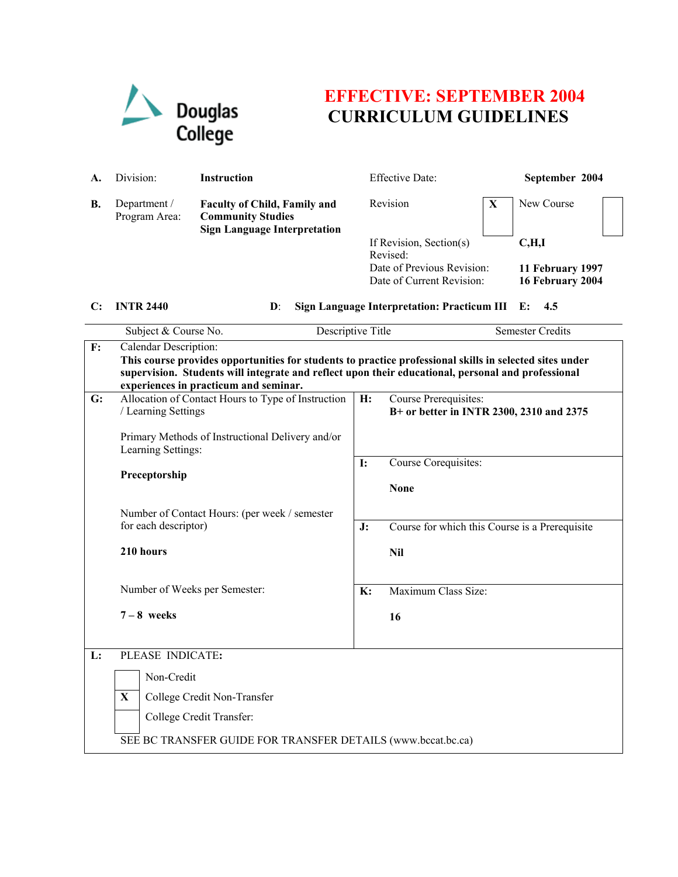Douglas College

# EFFECTIVE: SEPTEMBER 2004
# CURRICULUM GUIDELINES

| | | | | |
|---|---|---|---|---|
| **A.** | Division: | **Instruction** | Effective Date: | **September 2004** |
| **B.** | Department / Program Area: | **Faculty of Child, Family and Community Studies Sign Language Interpretation** | Revision **X** | New Course ☐ |
| | | | If Revision, Section(s) Revised: | **C,H,I** |
| | | | Date of Previous Revision: | **11 February 1997** |
| | | | Date of Current Revision: | **16 February 2004** |

| **C:** | **INTR 2440** | **D:** | **Sign Language Interpretation: Practicum III** | **E:** | **4.5** |
|---|---|---|---|---|---|
| | Subject & Course No. | | Descriptive Title | | Semester Credits |

**F:** Calendar Description:
**This course provides opportunities for students to practice professional skills in selected sites under supervision. Students will integrate and reflect upon their educational, personal and professional experiences in practicum and seminar.**

**G:** Allocation of Contact Hours to Type of Instruction / Learning Settings

Primary Methods of Instructional Delivery and/or Learning Settings:

**Preceptorship**

Number of Contact Hours: (per week / semester for each descriptor)

**210 hours**

Number of Weeks per Semester:

**7 – 8 weeks**

**H:** Course Prerequisites:
**B+ or better in INTR 2300, 2310 and 2375**

**I:** Course Corequisites:

**None**

**J:** Course for which this Course is a Prerequisite

**Nil**

**K:** Maximum Class Size:

**16**

**L:** PLEASE INDICATE:

- [ ] Non-Credit
- [X] College Credit Non-Transfer
- [ ] College Credit Transfer:

SEE BC TRANSFER GUIDE FOR TRANSFER DETAILS (www.bccat.bc.ca)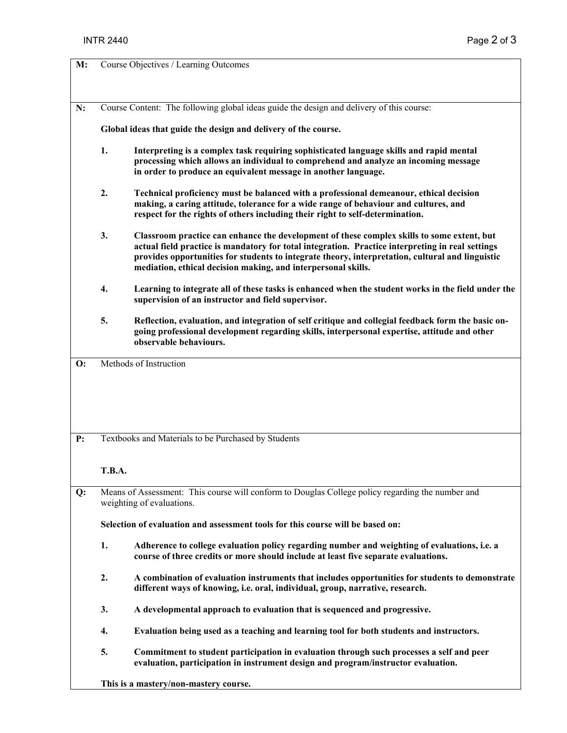**M:** Course Objectives / Learning Outcomes

**N:** Course Content: The following global ideas guide the design and delivery of this course:

**Global ideas that guide the design and delivery of the course.**

1. **Interpreting is a complex task requiring sophisticated language skills and rapid mental processing which allows an individual to comprehend and analyze an incoming message in order to produce an equivalent message in another language.**

2. **Technical proficiency must be balanced with a professional demeanour, ethical decision making, a caring attitude, tolerance for a wide range of behaviour and cultures, and respect for the rights of others including their right to self-determination.**

3. **Classroom practice can enhance the development of these complex skills to some extent, but actual field practice is mandatory for total integration. Practice interpreting in real settings provides opportunities for students to integrate theory, interpretation, cultural and linguistic mediation, ethical decision making, and interpersonal skills.**

4. **Learning to integrate all of these tasks is enhanced when the student works in the field under the supervision of an instructor and field supervisor.**

5. **Reflection, evaluation, and integration of self critique and collegial feedback form the basic on-going professional development regarding skills, interpersonal expertise, attitude and other observable behaviours.**

**O:** Methods of Instruction

**P:** Textbooks and Materials to be Purchased by Students

**T.B.A.**

**Q:** Means of Assessment: This course will conform to Douglas College policy regarding the number and weighting of evaluations.

**Selection of evaluation and assessment tools for this course will be based on:**

1. **Adherence to college evaluation policy regarding number and weighting of evaluations, i.e. a course of three credits or more should include at least five separate evaluations.**

2. **A combination of evaluation instruments that includes opportunities for students to demonstrate different ways of knowing, i.e. oral, individual, group, narrative, research.**

3. **A developmental approach to evaluation that is sequenced and progressive.**

4. **Evaluation being used as a teaching and learning tool for both students and instructors.**

5. **Commitment to student participation in evaluation through such processes a self and peer evaluation, participation in instrument design and program/instructor evaluation.**

**This is a mastery/non-mastery course.**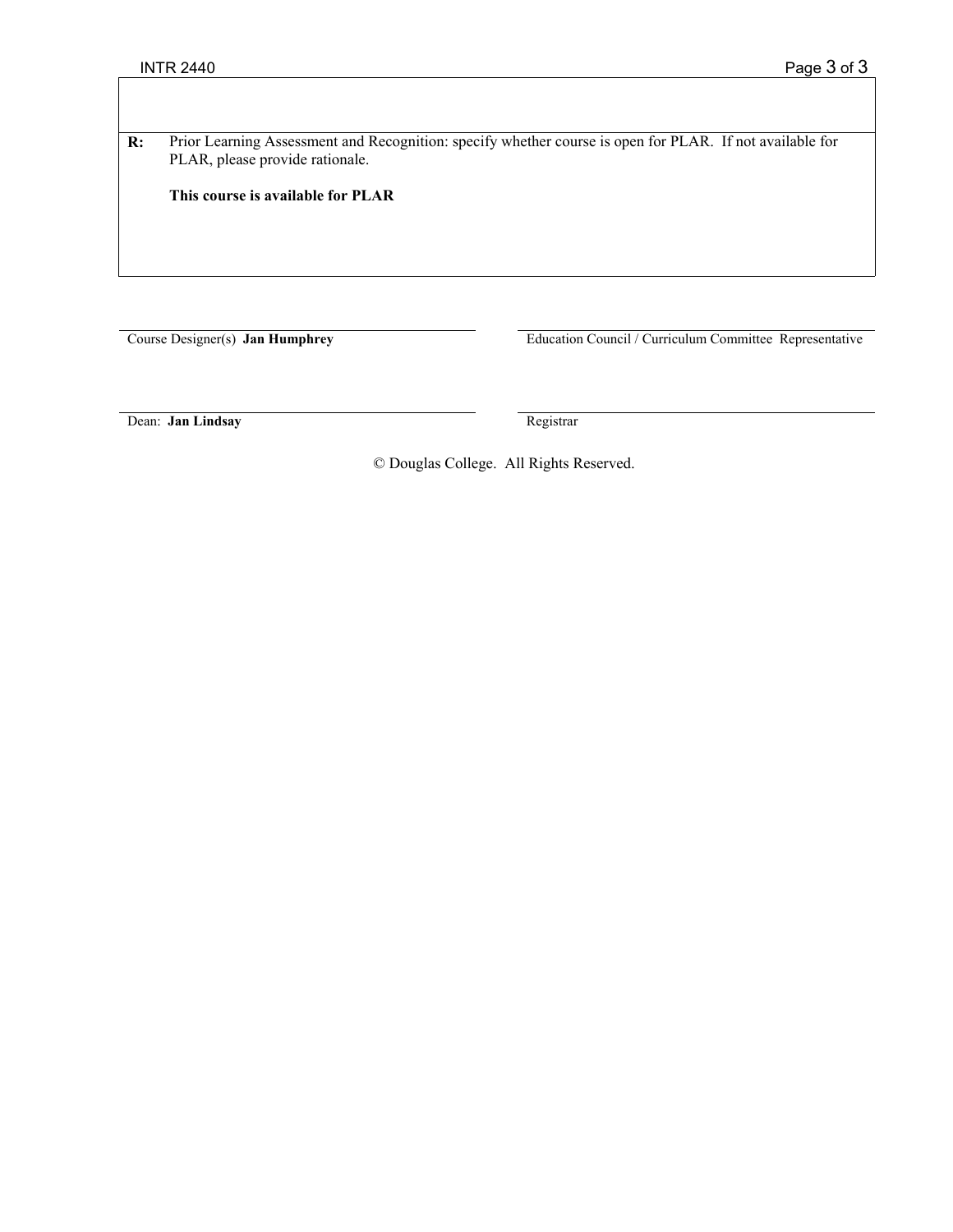**R:** Prior Learning Assessment and Recognition: specify whether course is open for PLAR. If not available for PLAR, please provide rationale.

**This course is available for PLAR**

Course Designer(s) **Jan Humphrey**

Education Council / Curriculum Committee Representative

Dean: **Jan Lindsay**

Registrar

© Douglas College. All Rights Reserved.